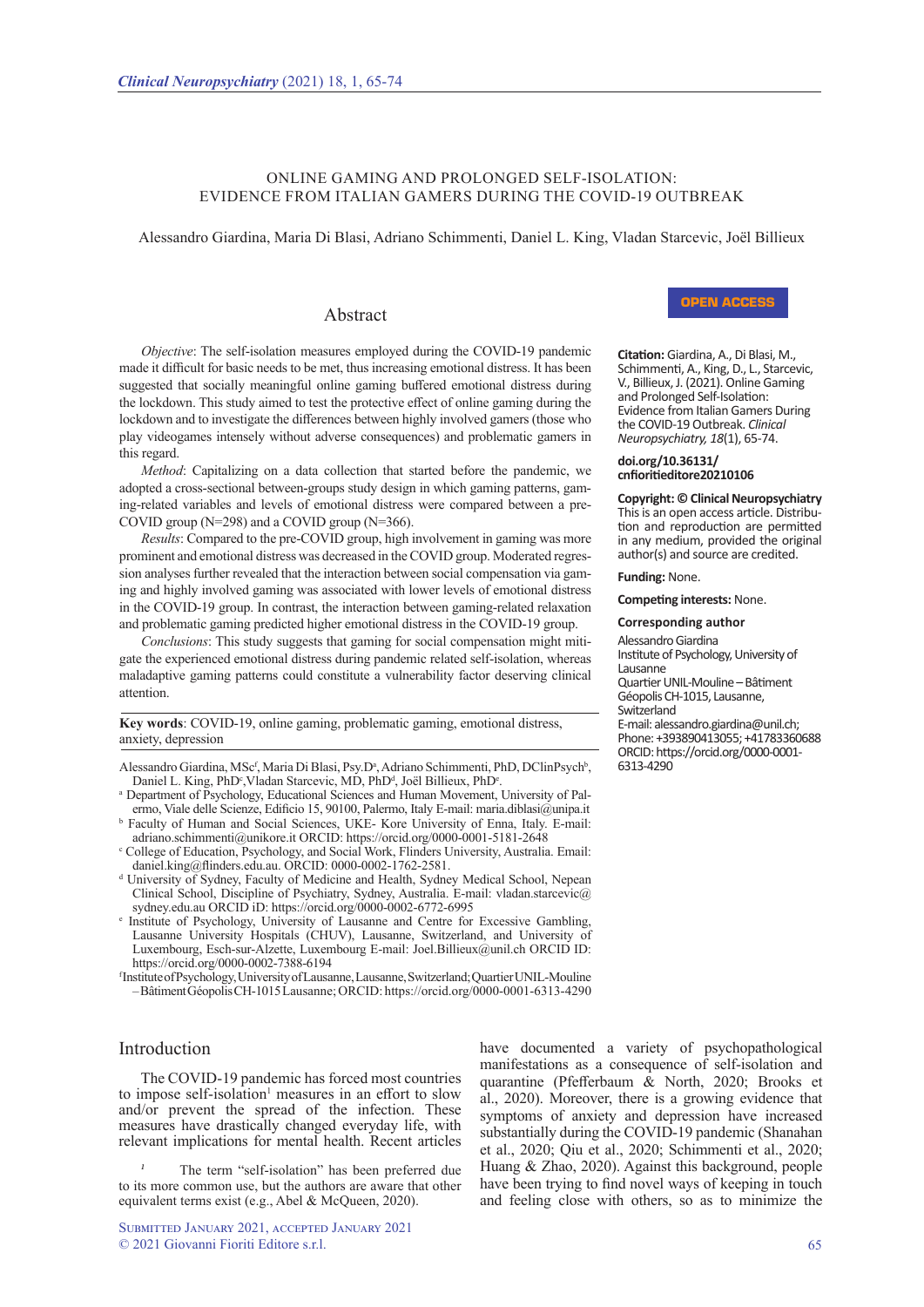# ONLINE GAMING AND PROLONGED SELF-ISOLATION: EVIDENCE FROM ITALIAN GAMERS DURING THE COVID-19 OUTBREAK

Alessandro Giardina, Maria Di Blasi, Adriano Schimmenti, Daniel L. King, Vladan Starcevic, Joël Billieux

**OPEN ACCESS**

**Citation:** Giardina, A., Di Blasi, M., Schimmenti, A., King, D., L., Starcevic, V., Billieux, J. (2021). Online Gaming and Prolonged Self-Isolation: Evidence from Italian Gamers During the COVID-19 Outbreak. *Clinical Neuropsychiatry, 18*(1), 65-74.

**doi.org/10.36131/cnfioritieditore20210106**

**Copyright: © Clinical Neuropsychiatry** This is an open access article. Distribution and reproduction are permitted in any medium, provided the original author(s) and source are credited.

**Funding:** None.

**Competing interests:** None.

**Corresponding author**
Alessandro Giardina
Institute of Psychology, University of Lausanne
Quartier UNIL-Mouline – Bâtiment Géopolis CH-1015, Lausanne, Switzerland
E-mail: alessandro.giardina@unil.ch;
Phone: +393890413055; +41783360688
ORCID: https://orcid.org/0000-0001-6313-4290

## Abstract

*Objective*: The self-isolation measures employed during the COVID-19 pandemic made it difficult for basic needs to be met, thus increasing emotional distress. It has been suggested that socially meaningful online gaming buffered emotional distress during the lockdown. This study aimed to test the protective effect of online gaming during the lockdown and to investigate the differences between highly involved gamers (those who play videogames intensely without adverse consequences) and problematic gamers in this regard.

*Method*: Capitalizing on a data collection that started before the pandemic, we adopted a cross-sectional between-groups study design in which gaming patterns, gaming-related variables and levels of emotional distress were compared between a pre-COVID group (N=298) and a COVID group (N=366).

*Results*: Compared to the pre-COVID group, high involvement in gaming was more prominent and emotional distress was decreased in the COVID group. Moderated regression analyses further revealed that the interaction between social compensation via gaming and highly involved gaming was associated with lower levels of emotional distress in the COVID-19 group. In contrast, the interaction between gaming-related relaxation and problematic gaming predicted higher emotional distress in the COVID-19 group.

*Conclusions*: This study suggests that gaming for social compensation might mitigate the experienced emotional distress during pandemic related self-isolation, whereas maladaptive gaming patterns could constitute a vulnerability factor deserving clinical attention.

**Key words**: COVID-19, online gaming, problematic gaming, emotional distress, anxiety, depression

Alessandro Giardina, MSc[f], Maria Di Blasi, Psy.D[a], Adriano Schimmenti, PhD, DClinPsych[b], Daniel L. King, PhD[c], Vladan Starcevic, MD, PhD[d], Joël Billieux, PhD[e].

[a] Department of Psychology, Educational Sciences and Human Movement, University of Palermo, Viale delle Scienze, Edificio 15, 90100, Palermo, Italy E-mail: maria.diblasi@unipa.it

[b] Faculty of Human and Social Sciences, UKE- Kore University of Enna, Italy. E-mail: adriano.schimmenti@unikore.it ORCID: https://orcid.org/0000-0001-5181-2648

[c] College of Education, Psychology, and Social Work, Flinders University, Australia. Email: daniel.king@flinders.edu.au. ORCID: 0000-0002-1762-2581.

[d] University of Sydney, Faculty of Medicine and Health, Sydney Medical School, Nepean Clinical School, Discipline of Psychiatry, Sydney, Australia. E-mail: vladan.starcevic@sydney.edu.au ORCID iD: https://orcid.org/0000-0002-6772-6995

[e] Institute of Psychology, University of Lausanne and Centre for Excessive Gambling, Lausanne University Hospitals (CHUV), Lausanne, Switzerland, and University of Luxembourg, Esch-sur-Alzette, Luxembourg E-mail: Joel.Billieux@unil.ch ORCID ID: https://orcid.org/0000-0002-7388-6194

[f] Institute of Psychology, University of Lausanne, Lausanne, Switzerland; Quartier UNIL-Mouline – Bâtiment Géopolis CH-1015 Lausanne; ORCID: https://orcid.org/0000-0001-6313-4290

## Introduction

The COVID-19 pandemic has forced most countries to impose self-isolation[1] measures in an effort to slow and/or prevent the spread of the infection. These measures have drastically changed everyday life, with relevant implications for mental health. Recent articles have documented a variety of psychopathological manifestations as a consequence of self-isolation and quarantine (Pfefferbaum & North, 2020; Brooks et al., 2020). Moreover, there is a growing evidence that symptoms of anxiety and depression have increased substantially during the COVID-19 pandemic (Shanahan et al., 2020; Qiu et al., 2020; Schimmenti et al., 2020; Huang & Zhao, 2020). Against this background, people have been trying to find novel ways of keeping in touch and feeling close with others, so as to minimize the

[1] The term "self-isolation" has been preferred due to its more common use, but the authors are aware that other equivalent terms exist (e.g., Abel & McQueen, 2020).

Submitted January 2021, accepted January 2021
© 2021 Giovanni Fioriti Editore s.r.l.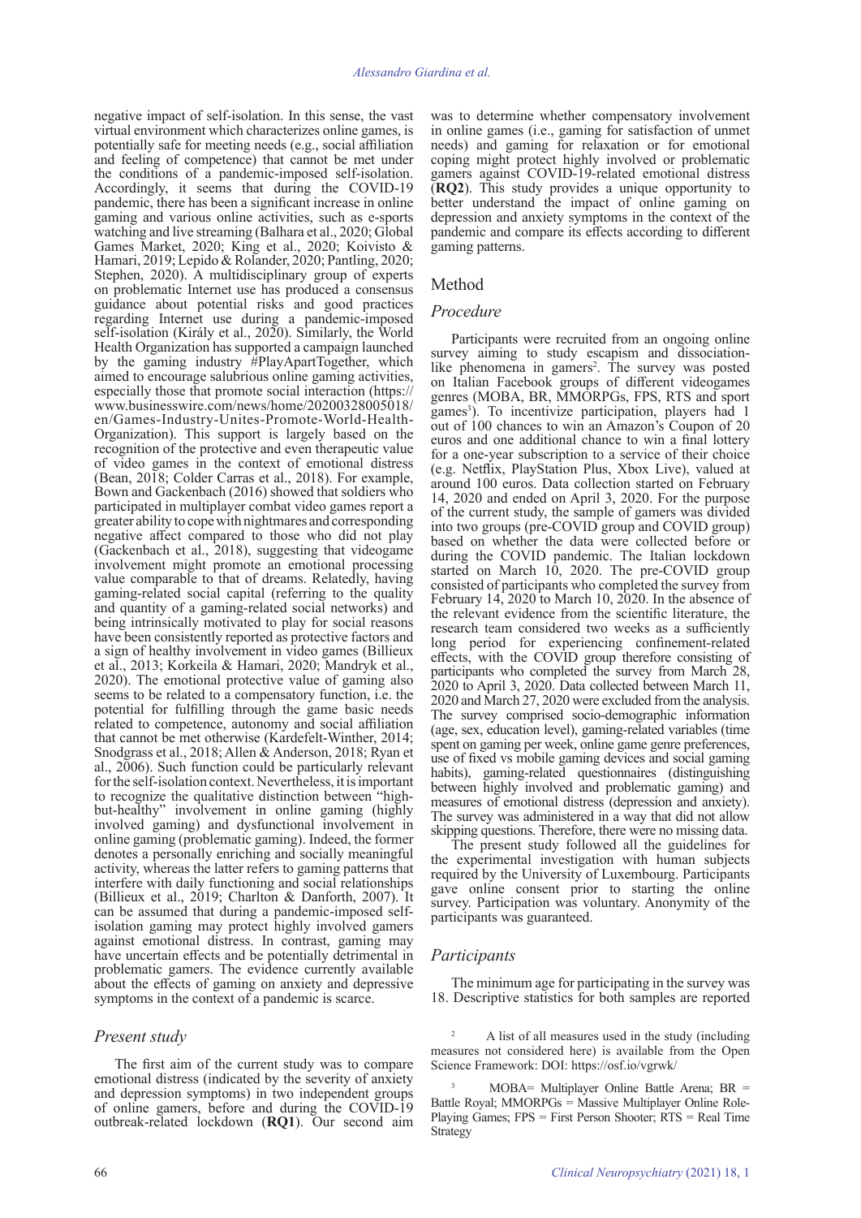negative impact of self-isolation. In this sense, the vast virtual environment which characterizes online games, is potentially safe for meeting needs (e.g., social affiliation and feeling of competence) that cannot be met under the conditions of a pandemic-imposed self-isolation. Accordingly, it seems that during the COVID-19 pandemic, there has been a significant increase in online gaming and various online activities, such as e-sports watching and live streaming (Balhara et al., 2020; Global Games Market, 2020; King et al., 2020; Koivisto & Hamari, 2019; Lepido & Rolander, 2020; Pantling, 2020; Stephen, 2020). A multidisciplinary group of experts on problematic Internet use has produced a consensus guidance about potential risks and good practices regarding Internet use during a pandemic-imposed self-isolation (Király et al., 2020). Similarly, the World Health Organization has supported a campaign launched by the gaming industry #PlayApartTogether, which aimed to encourage salubrious online gaming activities, especially those that promote social interaction (https://www.businesswire.com/news/home/20200328005018/en/Games-Industry-Unites-Promote-World-Health-Organization). This support is largely based on the recognition of the protective and even therapeutic value of video games in the context of emotional distress (Bean, 2018; Colder Carras et al., 2018). For example, Bown and Gackenbach (2016) showed that soldiers who participated in multiplayer combat video games report a greater ability to cope with nightmares and corresponding negative affect compared to those who did not play (Gackenbach et al., 2018), suggesting that videogame involvement might promote an emotional processing value comparable to that of dreams. Relatedly, having gaming-related social capital (referring to the quality and quantity of a gaming-related social networks) and being intrinsically motivated to play for social reasons have been consistently reported as protective factors and a sign of healthy involvement in video games (Billieux et al., 2013; Korkeila & Hamari, 2020; Mandryk et al., 2020). The emotional protective value of gaming also seems to be related to a compensatory function, i.e. the potential for fulfilling through the game basic needs related to competence, autonomy and social affiliation that cannot be met otherwise (Kardefelt-Winther, 2014; Snodgrass et al., 2018; Allen & Anderson, 2018; Ryan et al., 2006). Such function could be particularly relevant for the self-isolation context. Nevertheless, it is important to recognize the qualitative distinction between "high-but-healthy" involvement in online gaming (highly involved gaming) and dysfunctional involvement in online gaming (problematic gaming). Indeed, the former denotes a personally enriching and socially meaningful activity, whereas the latter refers to gaming patterns that interfere with daily functioning and social relationships (Billieux et al., 2019; Charlton & Danforth, 2007). It can be assumed that during a pandemic-imposed self-isolation gaming may protect highly involved gamers against emotional distress. In contrast, gaming may have uncertain effects and be potentially detrimental in problematic gamers. The evidence currently available about the effects of gaming on anxiety and depressive symptoms in the context of a pandemic is scarce.

## *Present study*

The first aim of the current study was to compare emotional distress (indicated by the severity of anxiety and depression symptoms) in two independent groups of online gamers, before and during the COVID-19 outbreak-related lockdown (**RQ1**). Our second aim was to determine whether compensatory involvement in online games (i.e., gaming for satisfaction of unmet needs) and gaming for relaxation or for emotional coping might protect highly involved or problematic gamers against COVID-19-related emotional distress (**RQ2**). This study provides a unique opportunity to better understand the impact of online gaming on depression and anxiety symptoms in the context of the pandemic and compare its effects according to different gaming patterns.

## Method

### *Procedure*

Participants were recruited from an ongoing online survey aiming to study escapism and dissociation-like phenomena in gamers[2]. The survey was posted on Italian Facebook groups of different videogames genres (MOBA, BR, MMORPGs, FPS, RTS and sport games[3]). To incentivize participation, players had 1 out of 100 chances to win an Amazon's Coupon of 20 euros and one additional chance to win a final lottery for a one-year subscription to a service of their choice (e.g. Netflix, PlayStation Plus, Xbox Live), valued at around 100 euros. Data collection started on February 14, 2020 and ended on April 3, 2020. For the purpose of the current study, the sample of gamers was divided into two groups (pre-COVID group and COVID group) based on whether the data were collected before or during the COVID pandemic. The Italian lockdown started on March 10, 2020. The pre-COVID group consisted of participants who completed the survey from February 14, 2020 to March 10, 2020. In the absence of the relevant evidence from the scientific literature, the research team considered two weeks as a sufficiently long period for experiencing confinement-related effects, with the COVID group therefore consisting of participants who completed the survey from March 28, 2020 to April 3, 2020. Data collected between March 11, 2020 and March 27, 2020 were excluded from the analysis. The survey comprised socio-demographic information (age, sex, education level), gaming-related variables (time spent on gaming per week, online game genre preferences, use of fixed vs mobile gaming devices and social gaming habits), gaming-related questionnaires (distinguishing between highly involved and problematic gaming) and measures of emotional distress (depression and anxiety). The survey was administered in a way that did not allow skipping questions. Therefore, there were no missing data.

The present study followed all the guidelines for the experimental investigation with human subjects required by the University of Luxembourg. Participants gave online consent prior to starting the online survey. Participation was voluntary. Anonymity of the participants was guaranteed.

### *Participants*

The minimum age for participating in the survey was 18. Descriptive statistics for both samples are reported

[2] A list of all measures used in the study (including measures not considered here) is available from the Open Science Framework: DOI: https://osf.io/vgrwk/

[3] MOBA= Multiplayer Online Battle Arena; BR = Battle Royal; MMORPGs = Massive Multiplayer Online Role-Playing Games; FPS = First Person Shooter; RTS = Real Time Strategy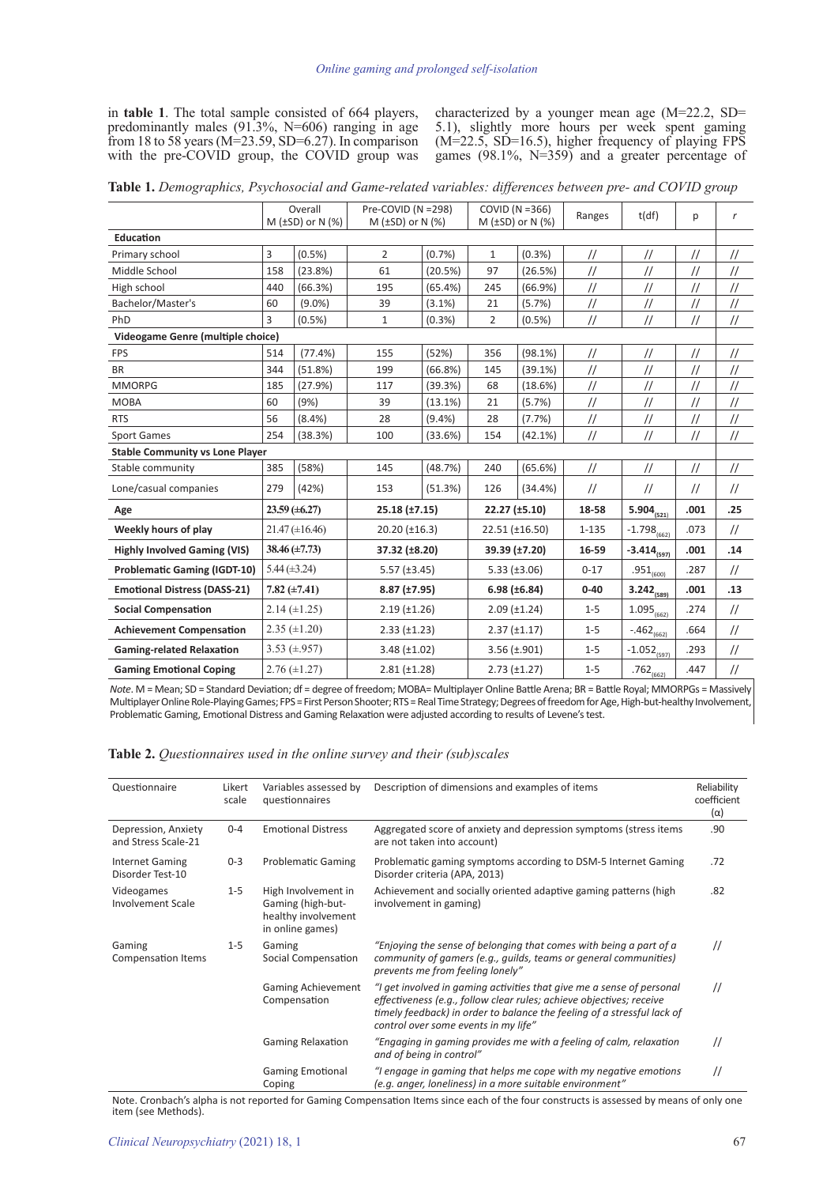in **table 1**. The total sample consisted of 664 players, predominantly males (91.3%, N=606) ranging in age from 18 to 58 years (M=23.59, SD=6.27). In comparison with the pre-COVID group, the COVID group was characterized by a younger mean age (M=22.2, SD= 5.1), slightly more hours per week spent gaming (M=22.5, SD=16.5), higher frequency of playing FPS games (98.1%, N=359) and a greater percentage of

**Table 1.** *Demographics, Psychosocial and Game-related variables: differences between pre- and COVID group*

| | Overall M (±SD) or N (%) | | Pre-COVID (N =298) M (±SD) or N (%) | | COVID (N =366) M (±SD) or N (%) | | Ranges | t(df) | p | *r* |
|---|---|---|---|---|---|---|---|---|---|---|
| **Education** | | | | | | | | | | |
| Primary school | 3 | (0.5%) | 2 | (0.7%) | 1 | (0.3%) | // | // | // | // |
| Middle School | 158 | (23.8%) | 61 | (20.5%) | 97 | (26.5%) | // | // | // | // |
| High school | 440 | (66.3%) | 195 | (65.4%) | 245 | (66.9%) | // | // | // | // |
| Bachelor/Master's | 60 | (9.0%) | 39 | (3.1%) | 21 | (5.7%) | // | // | // | // |
| PhD | 3 | (0.5%) | 1 | (0.3%) | 2 | (0.5%) | // | // | // | // |
| **Videogame Genre (multiple choice)** | | | | | | | | | | |
| FPS | 514 | (77.4%) | 155 | (52%) | 356 | (98.1%) | // | // | // | // |
| BR | 344 | (51.8%) | 199 | (66.8%) | 145 | (39.1%) | // | // | // | // |
| MMORPG | 185 | (27.9%) | 117 | (39.3%) | 68 | (18.6%) | // | // | // | // |
| MOBA | 60 | (9%) | 39 | (13.1%) | 21 | (5.7%) | // | // | // | // |
| RTS | 56 | (8.4%) | 28 | (9.4%) | 28 | (7.7%) | // | // | // | // |
| Sport Games | 254 | (38.3%) | 100 | (33.6%) | 154 | (42.1%) | // | // | // | // |
| **Stable Community vs Lone Player** | | | | | | | | | | |
| Stable community | 385 | (58%) | 145 | (48.7%) | 240 | (65.6%) | // | // | // | // |
| Lone/casual companies | 279 | (42%) | 153 | (51.3%) | 126 | (34.4%) | // | // | // | // |
| **Age** | **23.59 (±6.27)** | | **25.18 (±7.15)** | | **22.27 (±5.10)** | | **18-58** | **$5.904_{(521)}$** | **.001** | **.25** |
| **Weekly hours of play** | 21.47 (±16.46) | | 20.20 (±16.3) | | 22.51 (±16.50) | | 1-135 | $-1.798_{(662)}$ | .073 | // |
| **Highly Involved Gaming (VIS)** | **38.46 (±7.73)** | | **37.32 (±8.20)** | | **39.39 (±7.20)** | | **16-59** | **$-3.414_{(597)}$** | **.001** | **.14** |
| **Problematic Gaming (IGDT-10)** | 5.44 (±3.24) | | 5.57 (±3.45) | | 5.33 (±3.06) | | 0-17 | $.951_{(600)}$ | .287 | // |
| **Emotional Distress (DASS-21)** | **7.82 (±7.41)** | | **8.87 (±7.95)** | | **6.98 (±6.84)** | | **0-40** | **$3.242_{(589)}$** | **.001** | **.13** |
| **Social Compensation** | 2.14 (±1.25) | | 2.19 (±1.26) | | 2.09 (±1.24) | | 1-5 | $1.095_{(662)}$ | .274 | // |
| **Achievement Compensation** | 2.35 (±1.20) | | 2.33 (±1.23) | | 2.37 (±1.17) | | 1-5 | $-.462_{(662)}$ | .664 | // |
| **Gaming-related Relaxation** | 3.53 (±.957) | | 3.48 (±1.02) | | 3.56 (±.901) | | 1-5 | $-1.052_{(597)}$ | .293 | // |
| **Gaming Emotional Coping** | 2.76 (±1.27) | | 2.81 (±1.28) | | 2.73 (±1.27) | | 1-5 | $.762_{(662)}$ | .447 | // |

*Note*. M = Mean; SD = Standard Deviation; df = degree of freedom; MOBA= Multiplayer Online Battle Arena; BR = Battle Royal; MMORPGs = Massively Multiplayer Online Role-Playing Games; FPS = First Person Shooter; RTS = Real Time Strategy; Degrees of freedom for Age, High-but-healthy Involvement, Problematic Gaming, Emotional Distress and Gaming Relaxation were adjusted according to results of Levene's test.

**Table 2.** *Questionnaires used in the online survey and their (sub)scales*

| Questionnaire | Likert scale | Variables assessed by questionnaires | Description of dimensions and examples of items | Reliability coefficient (α) |
|---|---|---|---|---|
| Depression, Anxiety and Stress Scale-21 | 0-4 | Emotional Distress | Aggregated score of anxiety and depression symptoms (stress items are not taken into account) | .90 |
| Internet Gaming Disorder Test-10 | 0-3 | Problematic Gaming | Problematic gaming symptoms according to DSM-5 Internet Gaming Disorder criteria (APA, 2013) | .72 |
| Videogames Involvement Scale | 1-5 | High Involvement in Gaming (high-but-healthy involvement in online games) | Achievement and socially oriented adaptive gaming patterns (high involvement in gaming) | .82 |
| Gaming Compensation Items | 1-5 | Gaming Social Compensation | *"Enjoying the sense of belonging that comes with being a part of a community of gamers (e.g., guilds, teams or general communities) prevents me from feeling lonely"* | // |
| | | Gaming Achievement Compensation | *"I get involved in gaming activities that give me a sense of personal effectiveness (e.g., follow clear rules; achieve objectives; receive timely feedback) in order to balance the feeling of a stressful lack of control over some events in my life"* | // |
| | | Gaming Relaxation | *"Engaging in gaming provides me with a feeling of calm, relaxation and of being in control"* | // |
| | | Gaming Emotional Coping | *"I engage in gaming that helps me cope with my negative emotions (e.g. anger, loneliness) in a more suitable environment"* | // |

Note. Cronbach's alpha is not reported for Gaming Compensation Items since each of the four constructs is assessed by means of only one item (see Methods).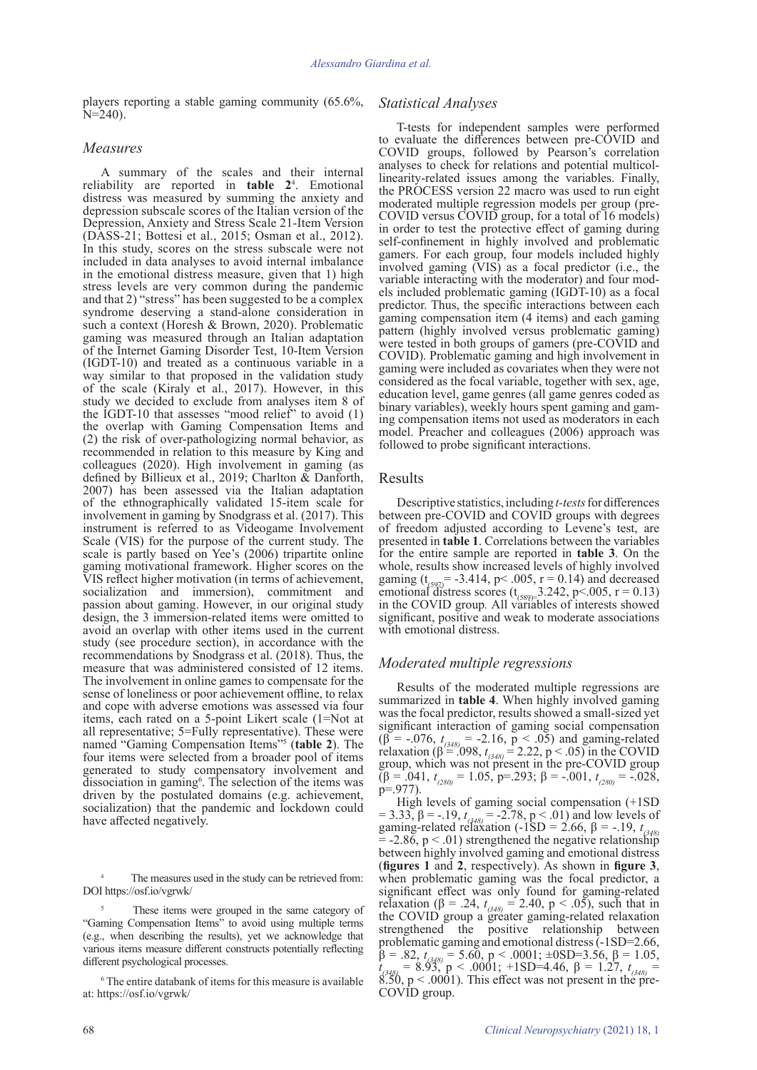players reporting a stable gaming community (65.6%, N=240).

### Measures

A summary of the scales and their internal reliability are reported in **table 2**[4]. Emotional distress was measured by summing the anxiety and depression subscale scores of the Italian version of the Depression, Anxiety and Stress Scale 21-Item Version (DASS-21; Bottesi et al., 2015; Osman et al., 2012). In this study, scores on the stress subscale were not included in data analyses to avoid internal imbalance in the emotional distress measure, given that 1) high stress levels are very common during the pandemic and that 2) "stress" has been suggested to be a complex syndrome deserving a stand-alone consideration in such a context (Horesh & Brown, 2020). Problematic gaming was measured through an Italian adaptation of the Internet Gaming Disorder Test, 10-Item Version (IGDT-10) and treated as a continuous variable in a way similar to that proposed in the validation study of the scale (Kiraly et al., 2017). However, in this study we decided to exclude from analyses item 8 of the IGDT-10 that assesses "mood relief" to avoid (1) the overlap with Gaming Compensation Items and (2) the risk of over-pathologizing normal behavior, as recommended in relation to this measure by King and colleagues (2020). High involvement in gaming (as defined by Billieux et al., 2019; Charlton & Danforth, 2007) has been assessed via the Italian adaptation of the ethnographically validated 15-item scale for involvement in gaming by Snodgrass et al. (2017). This instrument is referred to as Videogame Involvement Scale (VIS) for the purpose of the current study. The scale is partly based on Yee's (2006) tripartite online gaming motivational framework. Higher scores on the VIS reflect higher motivation (in terms of achievement, socialization and immersion), commitment and passion about gaming. However, in our original study design, the 3 immersion-related items were omitted to avoid an overlap with other items used in the current study (see procedure section), in accordance with the recommendations by Snodgrass et al. (2018). Thus, the measure that was administered consisted of 12 items. The involvement in online games to compensate for the sense of loneliness or poor achievement offline, to relax and cope with adverse emotions was assessed via four items, each rated on a 5-point Likert scale (1=Not at all representative; 5=Fully representative). These were named "Gaming Compensation Items"[5] (**table 2**). The four items were selected from a broader pool of items generated to study compensatory involvement and dissociation in gaming[6]. The selection of the items was driven by the postulated domains (e.g. achievement, socialization) that the pandemic and lockdown could have affected negatively.

[4] The measures used in the study can be retrieved from: DOI https://osf.io/vgrwk/

[5] These items were grouped in the same category of "Gaming Compensation Items" to avoid using multiple terms (e.g., when describing the results), yet we acknowledge that various items measure different constructs potentially reflecting different psychological processes.

[6] The entire databank of items for this measure is available at: https://osf.io/vgrwk/

### Statistical Analyses

T-tests for independent samples were performed to evaluate the differences between pre-COVID and COVID groups, followed by Pearson's correlation analyses to check for relations and potential multicollinearity-related issues among the variables. Finally, the PROCESS version 22 macro was used to run eight moderated multiple regression models per group (pre-COVID versus COVID group, for a total of 16 models) in order to test the protective effect of gaming during self-confinement in highly involved and problematic gamers. For each group, four models included highly involved gaming (VIS) as a focal predictor (i.e., the variable interacting with the moderator) and four models included problematic gaming (IGDT-10) as a focal predictor. Thus, the specific interactions between each gaming compensation item (4 items) and each gaming pattern (highly involved versus problematic gaming) were tested in both groups of gamers (pre-COVID and COVID). Problematic gaming and high involvement in gaming were included as covariates when they were not considered as the focal variable, together with sex, age, education level, game genres (all game genres coded as binary variables), weekly hours spent gaming and gaming compensation items not used as moderators in each model. Preacher and colleagues (2006) approach was followed to probe significant interactions.

## Results

Descriptive statistics, including *t-tests* for differences between pre-COVID and COVID groups with degrees of freedom adjusted according to Levene's test, are presented in **table 1**. Correlations between the variables for the entire sample are reported in **table 3**. On the whole, results show increased levels of highly involved gaming ($t_{(597)} = -3.414$, $p < .005$, $r = 0.14$) and decreased emotional distress scores ($t_{(589)} = 3.242$, $p < .005$, $r = 0.13$) in the COVID group. All variables of interests showed significant, positive and weak to moderate associations with emotional distress.

### Moderated multiple regressions

Results of the moderated multiple regressions are summarized in **table 4**. When highly involved gaming was the focal predictor, results showed a small-sized yet significant interaction of gaming social compensation ($\beta = -.076$, $t_{(348)} = -2.16$, $p < .05$) and gaming-related relaxation ($\beta = .098$, $t_{(348)} = 2.22$, $p < .05$) in the COVID group, which was not present in the pre-COVID group ($\beta = .041$, $t_{(280)} = 1.05$, p=.293; $\beta = -.001$, $t_{(280)} = -.028$, p=.977).

High levels of gaming social compensation (+1SD = 3.33, $\beta = -.19$, $t_{(348)} = -2.78$, $p < .01$) and low levels of gaming-related relaxation (-1SD = 2.66, $\beta = -.19$, $t_{(348)} = -2.86$, $p < .01$) strengthened the negative relationship between highly involved gaming and emotional distress (**figures 1** and **2**, respectively). As shown in **figure 3**, when problematic gaming was the focal predictor, a significant effect was only found for gaming-related relaxation ($\beta = .24$, $t_{(348)} = 2.40$, $p < .05$), such that in the COVID group a greater gaming-related relaxation strengthened the positive relationship between problematic gaming and emotional distress (-1SD=2.66, $\beta = .82$, $t_{(348)} = 5.60$, $p < .0001$; ±0SD=3.56, $\beta = 1.05$, $t_{(348)} = 8.93$, $p < .0001$; +1SD=4.46, $\beta = 1.27$, $t_{(348)} = 8.50$, $p < .0001$). This effect was not present in the pre-COVID group.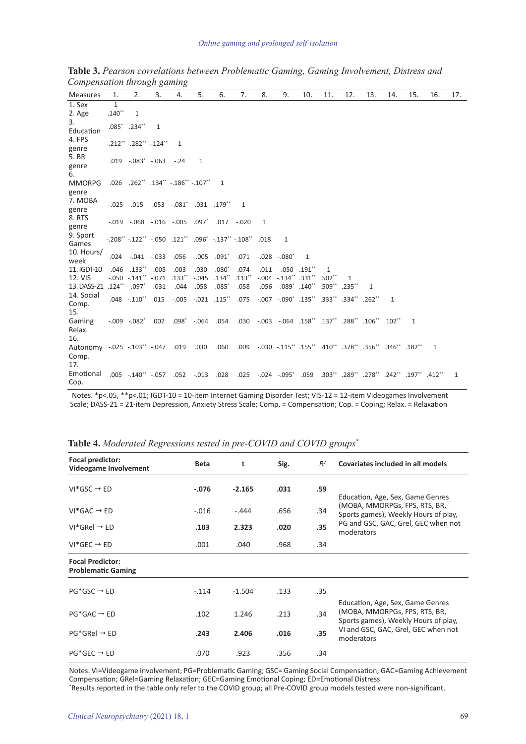**Table 3.** *Pearson correlations between Problematic Gaming, Gaming Involvement, Distress and Compensation through gaming*

| Measures | 1. | 2. | 3. | 4. | 5. | 6. | 7. | 8. | 9. | 10. | 11. | 12. | 13. | 14. | 15. | 16. | 17. |
|---|---|---|---|---|---|---|---|---|---|---|---|---|---|---|---|---|---|
| 1. Sex | 1 | | | | | | | | | | | | | | | | |
| 2. Age | .140** | 1 | | | | | | | | | | | | | | | |
| 3. Education | .085* | .234** | 1 | | | | | | | | | | | | | | |
| 4. FPS genre | -.212** | -.282** | -.124** | 1 | | | | | | | | | | | | | |
| 5. BR genre | .019 | -.083* | -.063 | -.24 | 1 | | | | | | | | | | | | |
| 6. MMORPG genre | .026 | .262** | .134** | -.186** | -.107** | 1 | | | | | | | | | | | |
| 7. MOBA genre | -.025 | .015 | .053 | -.081* | .031 | .179** | 1 | | | | | | | | | | |
| 8. RTS genre | -.019 | -.068 | -.016 | -.005 | .097* | .017 | -.020 | 1 | | | | | | | | | |
| 9. Sport Games | -.208** | -.122** | -.050 | .121** | .096* | -.137** | -.108** | .018 | 1 | | | | | | | | |
| 10. Hours/ week | .024 | -.041 | -.033 | .056 | -.005 | .091* | .071 | -.028 | -.080* | 1 | | | | | | | |
| 11. IGDT-10 | -.046 | -.133** | -.005 | .003 | .030 | .080* | .074 | -.011 | -.050 | .191** | 1 | | | | | | |
| 12. VIS | -.050 | -.141** | -.071 | .133** | -.045 | .134** | .113** | -.004 | -.134** | .331** | .502** | 1 | | | | | |
| 13. DASS-21 | .124** | -.097* | -.031 | -.044 | .058 | .085* | .058 | -.056 | -.089* | .140** | .509** | .235** | 1 | | | | |
| 14. Social Comp. | .048 | -.110** | .015 | -.005 | -.021 | .115** | .075 | -.007 | -.090* | .135** | .333** | .334** | .262** | 1 | | | |
| 15. Gaming Relax. | -.009 | -.082* | .002 | .098* | -.064 | .054 | .030 | -.003 | -.064 | .158** | .137** | .288** | .106** | .102** | 1 | | |
| 16. Autonomy Comp. | -.025 | -.103** | -.047 | .019 | .030 | .060 | .009 | -.030 | -.115** | .155** | .410** | .378** | .356** | .346** | .182** | 1 | |
| 17. Emotional Cop. | .005 | -.140** | -.057 | .052 | -.013 | .028 | .025 | -.024 | -.095* | .059 | .303** | .289** | .278** | .242** | .197** | .412** | 1 |

Notes. *p<.05, **p<.01; IGDT-10 = 10-item Internet Gaming Disorder Test; VIS-12 = 12-item Videogames Involvement Scale; DASS-21 = 21-item Depression, Anxiety Stress Scale; Comp. = Compensation; Cop. = Coping; Relax. = Relaxation

**Table 4.** *Moderated Regressions tested in pre-COVID and COVID groups*[*]

| Focal predictor: Videogame Involvement | Beta | t | Sig. | $R^2$ | Covariates included in all models |
|---|---|---|---|---|---|
| VI*GSC → ED | **-.076** | **-2.165** | **.031** | **.59** | Education, Age, Sex, Game Genres (MOBA, MMORPGs, FPS, RTS, BR, Sports games), Weekly Hours of play, PG and GSC, GAC, Grel, GEC when not moderators |
| VI*GAC → ED | -.016 | -.444 | .656 | .34 | |
| VI*GRel → ED | **.103** | **2.323** | **.020** | **.35** | |
| VI*GEC → ED | .001 | .040 | .968 | .34 | |
| **Focal Predictor: Problematic Gaming** | | | | | |
| PG*GSC → ED | -.114 | -1.504 | .133 | .35 | Education, Age, Sex, Game Genres (MOBA, MMORPGs, FPS, RTS, BR, Sports games), Weekly Hours of play, VI and GSC, GAC, Grel, GEC when not moderators |
| PG*GAC → ED | .102 | 1.246 | .213 | .34 | |
| PG*GRel → ED | **.243** | **2.406** | **.016** | **.35** | |
| PG*GEC → ED | .070 | .923 | .356 | .34 | |

Notes. VI=Videogame Involvement; PG=Problematic Gaming; GSC= Gaming Social Compensation; GAC=Gaming Achievement Compensation; GRel=Gaming Relaxation; GEC=Gaming Emotional Coping; ED=Emotional Distress

[*]Results reported in the table only refer to the COVID group; all Pre-COVID group models tested were non-significant.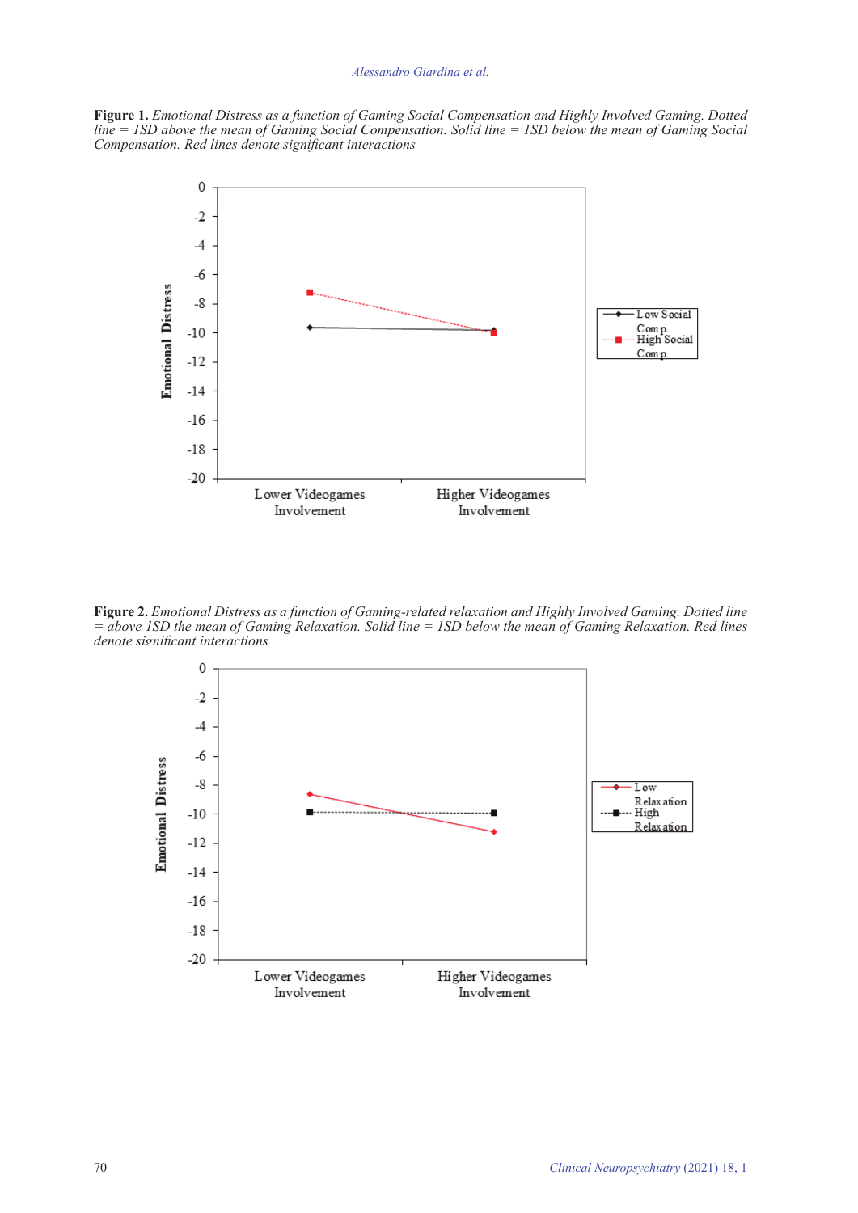**Figure 1.** *Emotional Distress as a function of Gaming Social Compensation and Highly Involved Gaming. Dotted line = 1SD above the mean of Gaming Social Compensation. Solid line = 1SD below the mean of Gaming Social Compensation. Red lines denote significant interactions*

**Figure 2.** *Emotional Distress as a function of Gaming-related relaxation and Highly Involved Gaming. Dotted line = above 1SD the mean of Gaming Relaxation. Solid line = 1SD below the mean of Gaming Relaxation. Red lines denote significant interactions*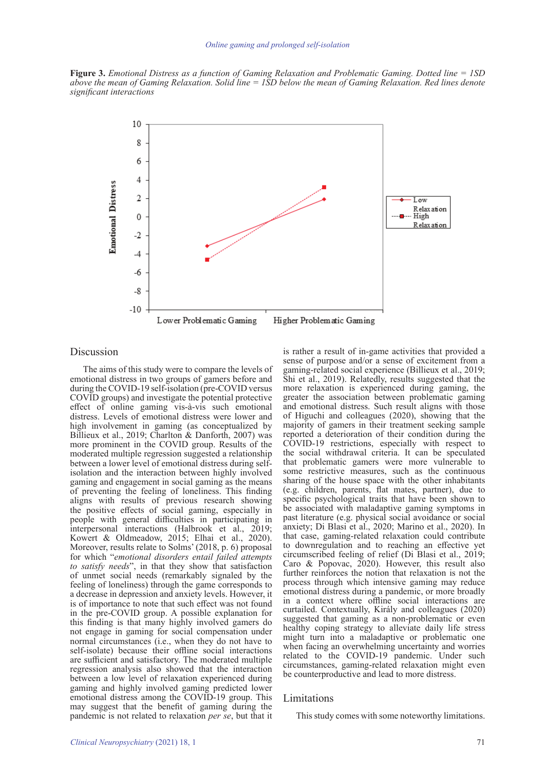**Figure 3.** *Emotional Distress as a function of Gaming Relaxation and Problematic Gaming. Dotted line = 1SD above the mean of Gaming Relaxation. Solid line = 1SD below the mean of Gaming Relaxation. Red lines denote significant interactions*

## Discussion

The aims of this study were to compare the levels of emotional distress in two groups of gamers before and during the COVID-19 self-isolation (pre-COVID versus COVID groups) and investigate the potential protective effect of online gaming vis-à-vis such emotional distress. Levels of emotional distress were lower and high involvement in gaming (as conceptualized by Billieux et al., 2019; Charlton & Danforth, 2007) was more prominent in the COVID group. Results of the moderated multiple regression suggested a relationship between a lower level of emotional distress during self-isolation and the interaction between highly involved gaming and engagement in social gaming as the means of preventing the feeling of loneliness. This finding aligns with results of previous research showing the positive effects of social gaming, especially in people with general difficulties in participating in interpersonal interactions (Halbrook et al., 2019; Kowert & Oldmeadow, 2015; Elhai et al., 2020). Moreover, results relate to Solms' (2018, p. 6) proposal for which "*emotional disorders entail failed attempts to satisfy needs*", in that they show that satisfaction of unmet social needs (remarkably signaled by the feeling of loneliness) through the game corresponds to a decrease in depression and anxiety levels. However, it is of importance to note that such effect was not found in the pre-COVID group. A possible explanation for this finding is that many highly involved gamers do not engage in gaming for social compensation under normal circumstances (i.e., when they do not have to self-isolate) because their offline social interactions are sufficient and satisfactory. The moderated multiple regression analysis also showed that the interaction between a low level of relaxation experienced during gaming and highly involved gaming predicted lower emotional distress among the COVID-19 group. This may suggest that the benefit of gaming during the pandemic is not related to relaxation *per se*, but that it is rather a result of in-game activities that provided a sense of purpose and/or a sense of excitement from a gaming-related social experience (Billieux et al., 2019; Shi et al., 2019). Relatedly, results suggested that the more relaxation is experienced during gaming, the greater the association between problematic gaming and emotional distress. Such result aligns with those of Higuchi and colleagues (2020), showing that the majority of gamers in their treatment seeking sample reported a deterioration of their condition during the COVID-19 restrictions, especially with respect to the social withdrawal criteria. It can be speculated that problematic gamers were more vulnerable to some restrictive measures, such as the continuous sharing of the house space with the other inhabitants (e.g. children, parents, flat mates, partner), due to specific psychological traits that have been shown to be associated with maladaptive gaming symptoms in past literature (e.g. physical social avoidance or social anxiety; Di Blasi et al., 2020; Marino et al., 2020). In that case, gaming-related relaxation could contribute to downregulation and to reaching an effective yet circumscribed feeling of relief (Di Blasi et al., 2019; Caro & Popovac, 2020). However, this result also further reinforces the notion that relaxation is not the process through which intensive gaming may reduce emotional distress during a pandemic, or more broadly in a context where offline social interactions are curtailed. Contextually, Király and colleagues (2020) suggested that gaming as a non-problematic or even healthy coping strategy to alleviate daily life stress might turn into a maladaptive or problematic one when facing an overwhelming uncertainty and worries related to the COVID-19 pandemic. Under such circumstances, gaming-related relaxation might even be counterproductive and lead to more distress.

## Limitations

This study comes with some noteworthy limitations.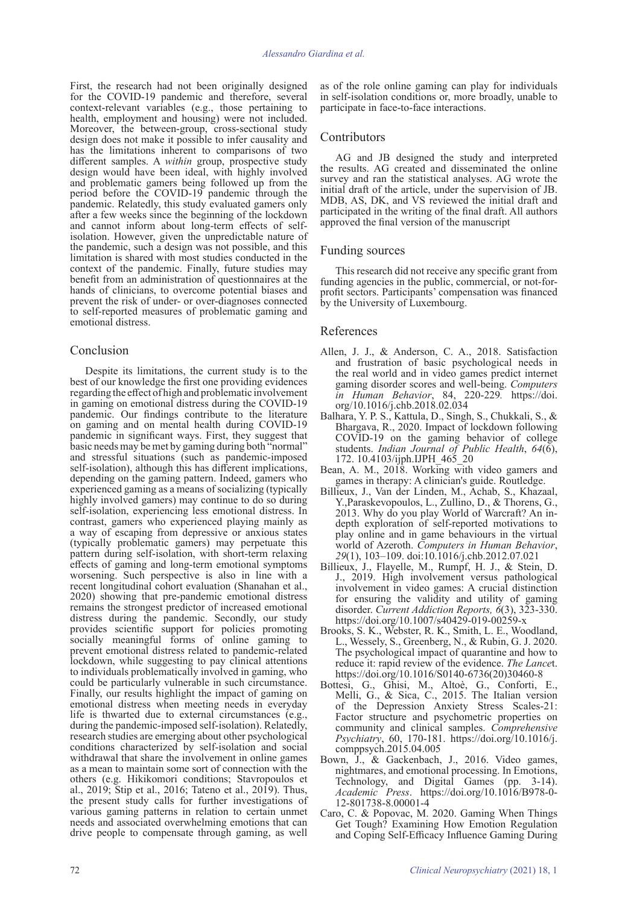First, the research had not been originally designed for the COVID-19 pandemic and therefore, several context-relevant variables (e.g., those pertaining to health, employment and housing) were not included. Moreover, the between-group, cross-sectional study design does not make it possible to infer causality and has the limitations inherent to comparisons of two different samples. A *within* group, prospective study design would have been ideal, with highly involved and problematic gamers being followed up from the period before the COVID-19 pandemic through the pandemic. Relatedly, this study evaluated gamers only after a few weeks since the beginning of the lockdown and cannot inform about long-term effects of self-isolation. However, given the unpredictable nature of the pandemic, such a design was not possible, and this limitation is shared with most studies conducted in the context of the pandemic. Finally, future studies may benefit from an administration of questionnaires at the hands of clinicians, to overcome potential biases and prevent the risk of under- or over-diagnoses connected to self-reported measures of problematic gaming and emotional distress.

## Conclusion

Despite its limitations, the current study is to the best of our knowledge the first one providing evidences regarding the effect of high and problematic involvement in gaming on emotional distress during the COVID-19 pandemic. Our findings contribute to the literature on gaming and on mental health during COVID-19 pandemic in significant ways. First, they suggest that basic needs may be met by gaming during both "normal" and stressful situations (such as pandemic-imposed self-isolation), although this has different implications, depending on the gaming pattern. Indeed, gamers who experienced gaming as a means of socializing (typically highly involved gamers) may continue to do so during self-isolation, experiencing less emotional distress. In contrast, gamers who experienced playing mainly as a way of escaping from depressive or anxious states (typically problematic gamers) may perpetuate this pattern during self-isolation, with short-term relaxing effects of gaming and long-term emotional symptoms worsening. Such perspective is also in line with a recent longitudinal cohort evaluation (Shanahan et al., 2020) showing that pre-pandemic emotional distress remains the strongest predictor of increased emotional distress during the pandemic. Secondly, our study provides scientific support for policies promoting socially meaningful forms of online gaming to prevent emotional distress related to pandemic-related lockdown, while suggesting to pay clinical attentions to individuals problematically involved in gaming, who could be particularly vulnerable in such circumstance. Finally, our results highlight the impact of gaming on emotional distress when meeting needs in everyday life is thwarted due to external circumstances (e.g., during the pandemic-imposed self-isolation). Relatedly, research studies are emerging about other psychological conditions characterized by self-isolation and social withdrawal that share the involvement in online games as a mean to maintain some sort of connection with the others (e.g. Hikikomori conditions; Stavropoulos et al., 2019; Stip et al., 2016; Tateno et al., 2019). Thus, the present study calls for further investigations of various gaming patterns in relation to certain unmet needs and associated overwhelming emotions that can drive people to compensate through gaming, as well as of the role online gaming can play for individuals in self-isolation conditions or, more broadly, unable to participate in face-to-face interactions.

## Contributors

AG and JB designed the study and interpreted the results. AG created and disseminated the online survey and ran the statistical analyses. AG wrote the initial draft of the article, under the supervision of JB. MDB, AS, DK, and VS reviewed the initial draft and participated in the writing of the final draft. All authors approved the final version of the manuscript

## Funding sources

This research did not receive any specific grant from funding agencies in the public, commercial, or not-for-profit sectors. Participants' compensation was financed by the University of Luxembourg.

## References

Allen, J. J., & Anderson, C. A., 2018. Satisfaction and frustration of basic psychological needs in the real world and in video games predict internet gaming disorder scores and well-being. *Computers in Human Behavior*, 84, 220-229*.* https://doi.org/10.1016/j.chb.2018.02.034

Balhara, Y. P. S., Kattula, D., Singh, S., Chukkali, S., & Bhargava, R., 2020. Impact of lockdown following COVID-19 on the gaming behavior of college students. *Indian Journal of Public Health*, *64*(6), 172. 10.4103/ijph.IJPH_465_20

Bean, A. M., 2018. Working with video gamers and games in therapy: A clinician's guide. Routledge.

Billieux, J., Van der Linden, M., Achab, S., Khazaal, Y.,Paraskevopoulos, L., Zullino, D., & Thorens, G., 2013. Why do you play World of Warcraft? An in-depth exploration of self-reported motivations to play online and in game behaviours in the virtual world of Azeroth. *Computers in Human Behavior*, *29*(1), 103–109. doi:10.1016/j.chb.2012.07.021

Billieux, J., Flayelle, M., Rumpf, H. J., & Stein, D. J., 2019. High involvement versus pathological involvement in video games: A crucial distinction for ensuring the validity and utility of gaming disorder. *Current Addiction Reports, 6*(3), 323-330. https://doi.org/10.1007/s40429-019-00259-x

Brooks, S. K., Webster, R. K., Smith, L. E., Woodland, L., Wessely, S., Greenberg, N., & Rubin, G. J. 2020. The psychological impact of quarantine and how to reduce it: rapid review of the evidence. *The Lance*t. https://doi.org/10.1016/S0140-6736(20)30460-8

Bottesi, G., Ghisi, M., Altoè, G., Conforti, E., Melli, G., & Sica, C., 2015. The Italian version of the Depression Anxiety Stress Scales-21: Factor structure and psychometric properties on community and clinical samples. *Comprehensive Psychiatry*, 60, 170-181. https://doi.org/10.1016/j.comppsych.2015.04.005

Bown, J., & Gackenbach, J., 2016. Video games, nightmares, and emotional processing. In Emotions, Technology, and Digital Games (pp. 3-14). *Academic Press*. https://doi.org/10.1016/B978-0-12-801738-8.00001-4

Caro, C. & Popovac, M. 2020. Gaming When Things Get Tough? Examining How Emotion Regulation and Coping Self-Efficacy Influence Gaming During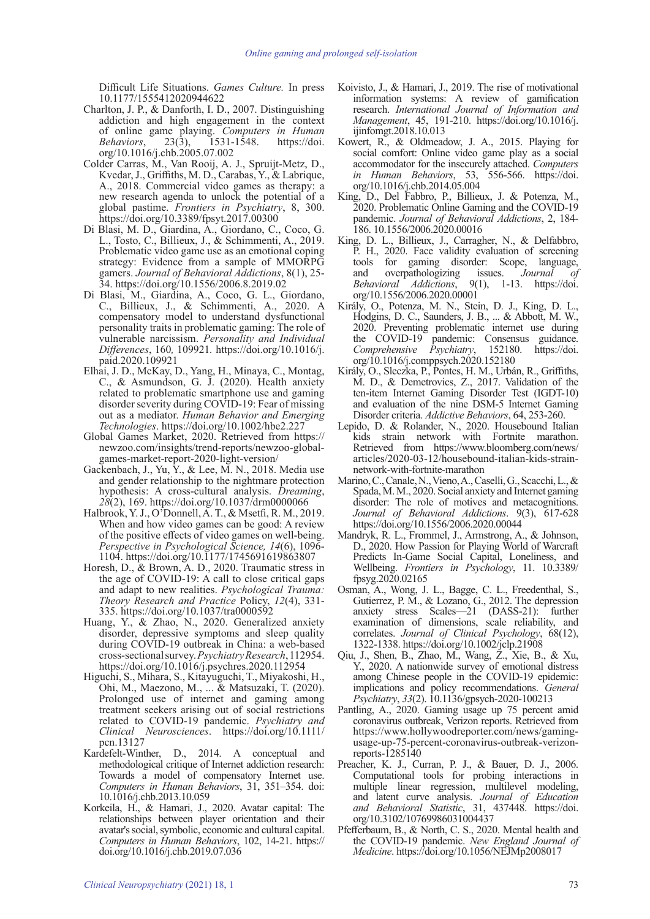Difficult Life Situations. *Games Culture.* In press 10.1177/1555412020944622

Charlton, J. P., & Danforth, I. D., 2007. Distinguishing addiction and high engagement in the context of online game playing. *Computers in Human Behaviors*, 23(3), 1531-1548. https://doi.org/10.1016/j.chb.2005.07.002

Colder Carras, M., Van Rooij, A. J., Spruijt-Metz, D., Kvedar, J., Griffiths, M. D., Carabas, Y., & Labrique, A., 2018. Commercial video games as therapy: a new research agenda to unlock the potential of a global pastime. *Frontiers in Psychiatry*, 8, 300. https://doi.org/10.3389/fpsyt.2017.00300

Di Blasi, M. D., Giardina, A., Giordano, C., Coco, G. L., Tosto, C., Billieux, J., & Schimmenti, A., 2019. Problematic video game use as an emotional coping strategy: Evidence from a sample of MMORPG gamers. *Journal of Behavioral Addictions*, 8(1), 25-34. https://doi.org/10.1556/2006.8.2019.02

Di Blasi, M., Giardina, A., Coco, G. L., Giordano, C., Billieux, J., & Schimmenti, A., 2020. A compensatory model to understand dysfunctional personality traits in problematic gaming: The role of vulnerable narcissism. *Personality and Individual Differences*, 160, 109921. https://doi.org/10.1016/j.paid.2020.109921

Elhai, J. D., McKay, D., Yang, H., Minaya, C., Montag, C., & Asmundson, G. J. (2020). Health anxiety related to problematic smartphone use and gaming disorder severity during COVID-19: Fear of missing out as a mediator. *Human Behavior and Emerging Technologies*. https://doi.org/10.1002/hbe2.227

Global Games Market, 2020. Retrieved from https://newzoo.com/insights/trend-reports/newzoo-global-games-market-report-2020-light-version/

Gackenbach, J., Yu, Y., & Lee, M. N., 2018. Media use and gender relationship to the nightmare protection hypothesis: A cross-cultural analysis. *Dreaming*, *28*(2), 169. https://doi.org/10.1037/drm0000066

Halbrook, Y. J., O'Donnell, A. T., & Msetfi, R. M., 2019. When and how video games can be good: A review of the positive effects of video games on well-being. *Perspective in Psychological Science, 14*(6), 1096-1104. https://doi.org/10.1177/1745691619863807

Horesh, D., & Brown, A. D., 2020. Traumatic stress in the age of COVID-19: A call to close critical gaps and adapt to new realities. *Psychological Trauma: Theory Research and Practice* Policy, *12*(4), 331-335. https://doi.org/10.1037/tra0000592

Huang, Y., & Zhao, N., 2020. Generalized anxiety disorder, depressive symptoms and sleep quality during COVID-19 outbreak in China: a web-based cross-sectional survey. *Psychiatry Research*, 112954. https://doi.org/10.1016/j.psychres.2020.112954

Higuchi, S., Mihara, S., Kitayuguchi, T., Miyakoshi, H., Ohi, M., Maezono, M., ... & Matsuzaki, T. (2020). Prolonged use of internet and gaming among treatment seekers arising out of social restrictions related to COVID-19 pandemic. *Psychiatry and Clinical Neurosciences*. https://doi.org/10.1111/pcn.13127

Kardefelt-Winther, D., 2014. A conceptual and methodological critique of Internet addiction research: Towards a model of compensatory Internet use. *Computers in Human Behaviors*, 31, 351–354. doi: 10.1016/j.chb.2013.10.059

Korkeila, H., & Hamari, J., 2020. Avatar capital: The relationships between player orientation and their avatar's social, symbolic, economic and cultural capital. *Computers in Human Behaviors*, 102, 14-21. https://doi.org/10.1016/j.chb.2019.07.036

Koivisto, J., & Hamari, J., 2019. The rise of motivational information systems: A review of gamification research. *International Journal of Information and Management*, 45, 191-210. https://doi.org/10.1016/j.ijinfomgt.2018.10.013

Kowert, R., & Oldmeadow, J. A., 2015. Playing for social comfort: Online video game play as a social accommodator for the insecurely attached. *Computers in Human Behaviors*, 53, 556-566. https://doi.org/10.1016/j.chb.2014.05.004

King, D., Del Fabbro, P., Billieux, J. & Potenza, M., 2020. Problematic Online Gaming and the COVID-19 pandemic. *Journal of Behavioral Addictions*, 2, 184-186. 10.1556/2006.2020.00016

King, D. L., Billieux, J., Carragher, N., & Delfabbro, P. H., 2020. Face validity evaluation of screening tools for gaming disorder: Scope, language, and overpathologizing issues. *Journal of Behavioral Addictions*, 9(1), 1-13. https://doi.org/10.1556/2006.2020.00001

Király, O., Potenza, M. N., Stein, D. J., King, D. L., Hodgins, D. C., Saunders, J. B., ... & Abbott, M. W., 2020. Preventing problematic internet use during the COVID-19 pandemic: Consensus guidance. *Comprehensive Psychiatry*, 152180. https://doi.org/10.1016/j.comppsych.2020.152180

Király, O., Sleczka, P., Pontes, H. M., Urbán, R., Griffiths, M. D., & Demetrovics, Z., 2017. Validation of the ten-item Internet Gaming Disorder Test (IGDT-10) and evaluation of the nine DSM-5 Internet Gaming Disorder criteria. *Addictive Behaviors*, 64, 253-260.

Lepido, D. & Rolander, N., 2020. Housebound Italian kids strain network with Fortnite marathon. Retrieved from https://www.bloomberg.com/news/articles/2020-03-12/housebound-italian-kids-strain-network-with-fortnite-marathon

Marino, C., Canale, N., Vieno, A., Caselli, G., Scacchi, L., & Spada, M. M., 2020. Social anxiety and Internet gaming disorder: The role of motives and metacognitions. *Journal of Behavioral Addictions*. 9(3), 617-628 https://doi.org/10.1556/2006.2020.00044

Mandryk, R. L., Frommel, J., Armstrong, A., & Johnson, D., 2020. How Passion for Playing World of Warcraft Predicts In-Game Social Capital, Loneliness, and Wellbeing. *Frontiers in Psychology*, 11. 10.3389/fpsyg.2020.02165

Osman, A., Wong, J. L., Bagge, C. L., Freedenthal, S., Gutierrez, P. M., & Lozano, G., 2012. The depression anxiety stress Scales—21 (DASS-21): further examination of dimensions, scale reliability, and correlates. *Journal of Clinical Psychology*, 68(12), 1322-1338. https://doi.org/10.1002/jclp.21908

Qiu, J., Shen, B., Zhao, M., Wang, Z., Xie, B., & Xu, Y., 2020. A nationwide survey of emotional distress among Chinese people in the COVID-19 epidemic: implications and policy recommendations. *General Psychiatry*, *33*(2). 10.1136/gpsych-2020-100213

Pantling, A., 2020. Gaming usage up 75 percent amid coronavirus outbreak, Verizon reports. Retrieved from https://www.hollywoodreporter.com/news/gaming-usage-up-75-percent-coronavirus-outbreak-verizon-reports-1285140

Preacher, K. J., Curran, P. J., & Bauer, D. J., 2006. Computational tools for probing interactions in multiple linear regression, multilevel modeling, and latent curve analysis. *Journal of Education and Behavioral Statistic*, 31, 437448. https://doi.org/10.3102/10769986031004437

Pfefferbaum, B., & North, C. S., 2020. Mental health and the COVID-19 pandemic. *New England Journal of Medicine*. https://doi.org/10.1056/NEJMp2008017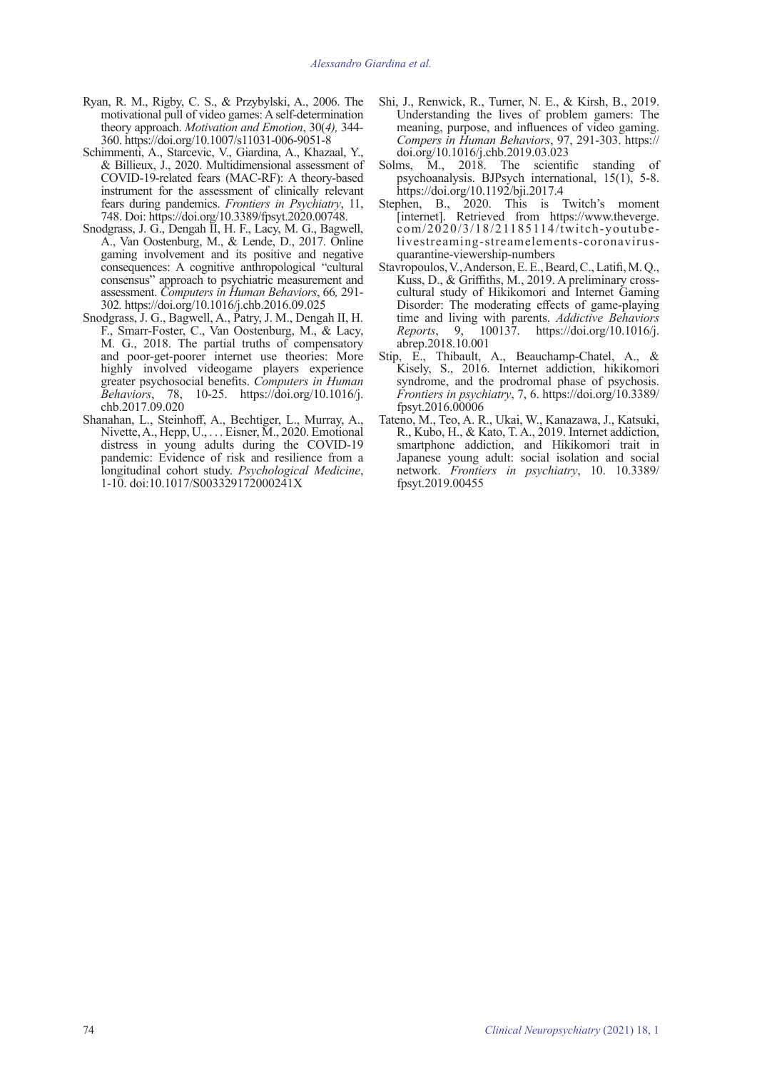Ryan, R. M., Rigby, C. S., & Przybylski, A., 2006. The motivational pull of video games: A self-determination theory approach. *Motivation and Emotion*, 30(*4),* 344-360. https://doi.org/10.1007/s11031-006-9051-8

Schimmenti, A., Starcevic, V., Giardina, A., Khazaal, Y., & Billieux, J., 2020. Multidimensional assessment of COVID-19-related fears (MAC-RF): A theory-based instrument for the assessment of clinically relevant fears during pandemics. *Frontiers in Psychiatry*, 11, 748. Doi: https://doi.org/10.3389/fpsyt.2020.00748.

Snodgrass, J. G., Dengah II, H. F., Lacy, M. G., Bagwell, A., Van Oostenburg, M., & Lende, D., 2017. Online gaming involvement and its positive and negative consequences: A cognitive anthropological "cultural consensus" approach to psychiatric measurement and assessment. *Computers in Human Behaviors*, 66*,* 291-302*.* https://doi.org/10.1016/j.chb.2016.09.025

Snodgrass, J. G., Bagwell, A., Patry, J. M., Dengah II, H. F., Smarr-Foster, C., Van Oostenburg, M., & Lacy, M. G., 2018. The partial truths of compensatory and poor-get-poorer internet use theories: More highly involved videogame players experience greater psychosocial benefits. *Computers in Human Behaviors*, 78, 10-25. https://doi.org/10.1016/j.chb.2017.09.020

Shanahan, L., Steinhoff, A., Bechtiger, L., Murray, A., Nivette, A., Hepp, U., . . . Eisner, M., 2020. Emotional distress in young adults during the COVID-19 pandemic: Evidence of risk and resilience from a longitudinal cohort study. *Psychological Medicine*, 1-10. doi:10.1017/S003329172000241X

Shi, J., Renwick, R., Turner, N. E., & Kirsh, B., 2019. Understanding the lives of problem gamers: The meaning, purpose, and influences of video gaming. *Compers in Human Behaviors*, 97, 291-303. https://doi.org/10.1016/j.chb.2019.03.023

Solms, M., 2018. The scientific standing of psychoanalysis. BJPsych international, 15(1), 5-8. https://doi.org/10.1192/bji.2017.4

Stephen, B., 2020. This is Twitch's moment [internet]. Retrieved from https://www.theverge.com/2020/3/18/21185114/twitch-youtube-livestreaming-streamelements-coronavirus-quarantine-viewership-numbers

Stavropoulos, V., Anderson, E. E., Beard, C., Latifi, M. Q., Kuss, D., & Griffiths, M., 2019. A preliminary cross-cultural study of Hikikomori and Internet Gaming Disorder: The moderating effects of game-playing time and living with parents. *Addictive Behaviors Reports*, 9, 100137. https://doi.org/10.1016/j.abrep.2018.10.001

Stip, E., Thibault, A., Beauchamp-Chatel, A., & Kisely, S., 2016. Internet addiction, hikikomori syndrome, and the prodromal phase of psychosis. *Frontiers in psychiatry*, 7, 6. https://doi.org/10.3389/fpsyt.2016.00006

Tateno, M., Teo, A. R., Ukai, W., Kanazawa, J., Katsuki, R., Kubo, H., & Kato, T. A., 2019. Internet addiction, smartphone addiction, and Hikikomori trait in Japanese young adult: social isolation and social network. *Frontiers in psychiatry*, 10. 10.3389/fpsyt.2019.00455